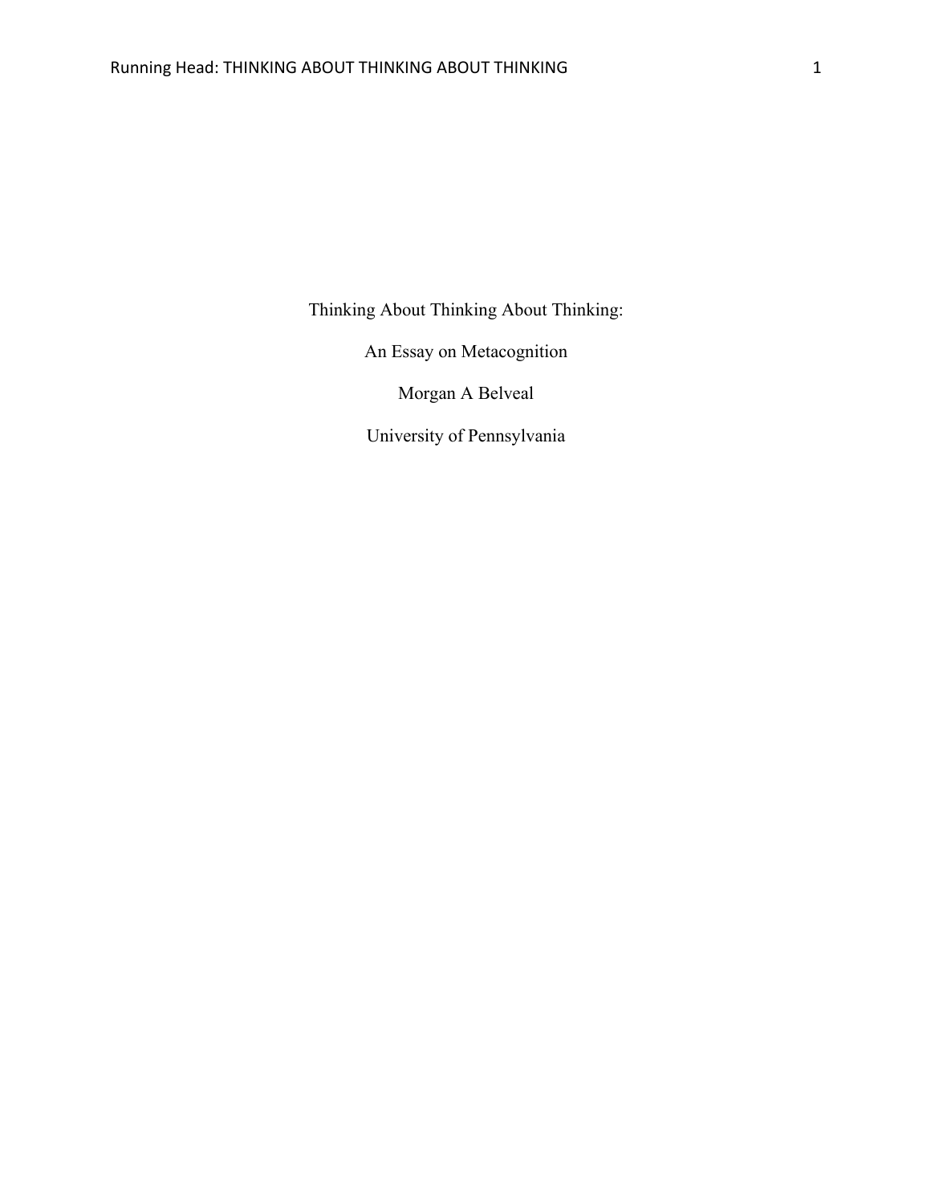# Thinking About Thinking About Thinking:

An Essay on Metacognition

Morgan A Belveal

University of Pennsylvania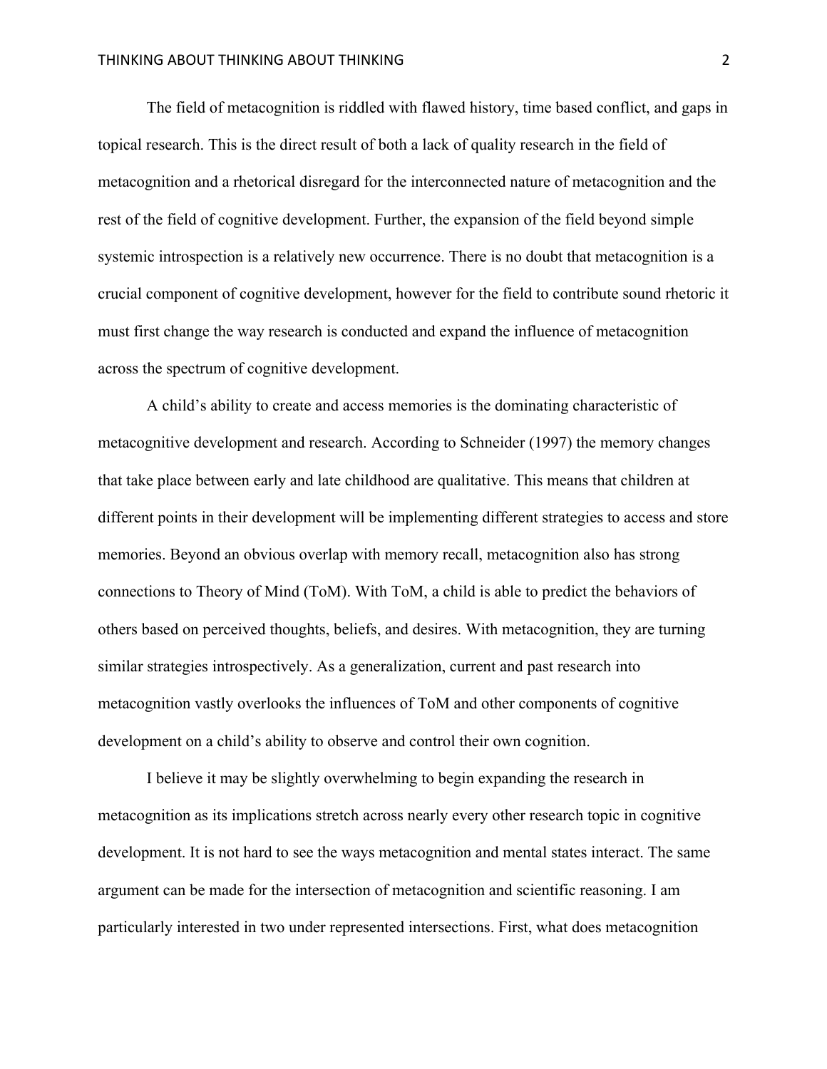The field of metacognition is riddled with flawed history, time based conflict, and gaps in topical research. This is the direct result of both a lack of quality research in the field of metacognition and a rhetorical disregard for the interconnected nature of metacognition and the rest of the field of cognitive development. Further, the expansion of the field beyond simple systemic introspection is a relatively new occurrence. There is no doubt that metacognition is a crucial component of cognitive development, however for the field to contribute sound rhetoric it must first change the way research is conducted and expand the influence of metacognition across the spectrum of cognitive development.

A child's ability to create and access memories is the dominating characteristic of metacognitive development and research. According to Schneider (1997) the memory changes that take place between early and late childhood are qualitative. This means that children at different points in their development will be implementing different strategies to access and store memories. Beyond an obvious overlap with memory recall, metacognition also has strong connections to Theory of Mind (ToM). With ToM, a child is able to predict the behaviors of others based on perceived thoughts, beliefs, and desires. With metacognition, they are turning similar strategies introspectively. As a generalization, current and past research into metacognition vastly overlooks the influences of ToM and other components of cognitive development on a child's ability to observe and control their own cognition.

I believe it may be slightly overwhelming to begin expanding the research in metacognition as its implications stretch across nearly every other research topic in cognitive development. It is not hard to see the ways metacognition and mental states interact. The same argument can be made for the intersection of metacognition and scientific reasoning. I am particularly interested in two under represented intersections. First, what does metacognition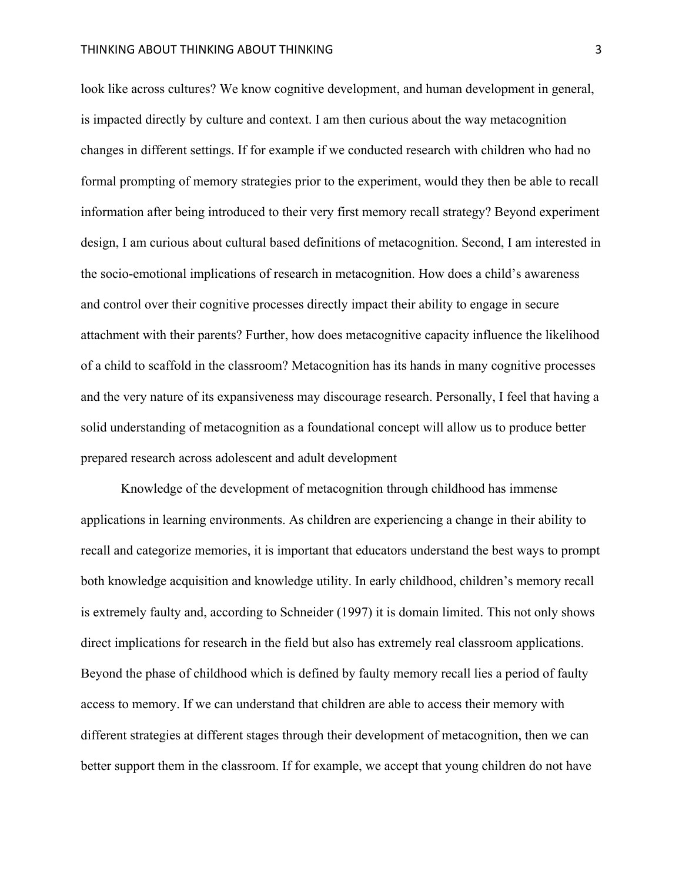look like across cultures? We know cognitive development, and human development in general, is impacted directly by culture and context. I am then curious about the way metacognition changes in different settings. If for example if we conducted research with children who had no formal prompting of memory strategies prior to the experiment, would they then be able to recall information after being introduced to their very first memory recall strategy? Beyond experiment design, I am curious about cultural based definitions of metacognition. Second, I am interested in the socio-emotional implications of research in metacognition. How does a child's awareness and control over their cognitive processes directly impact their ability to engage in secure attachment with their parents? Further, how does metacognitive capacity influence the likelihood of a child to scaffold in the classroom? Metacognition has its hands in many cognitive processes and the very nature of its expansiveness may discourage research. Personally, I feel that having a solid understanding of metacognition as a foundational concept will allow us to produce better prepared research across adolescent and adult development

Knowledge of the development of metacognition through childhood has immense applications in learning environments. As children are experiencing a change in their ability to recall and categorize memories, it is important that educators understand the best ways to prompt both knowledge acquisition and knowledge utility. In early childhood, children's memory recall is extremely faulty and, according to Schneider (1997) it is domain limited. This not only shows direct implications for research in the field but also has extremely real classroom applications. Beyond the phase of childhood which is defined by faulty memory recall lies a period of faulty access to memory. If we can understand that children are able to access their memory with different strategies at different stages through their development of metacognition, then we can better support them in the classroom. If for example, we accept that young children do not have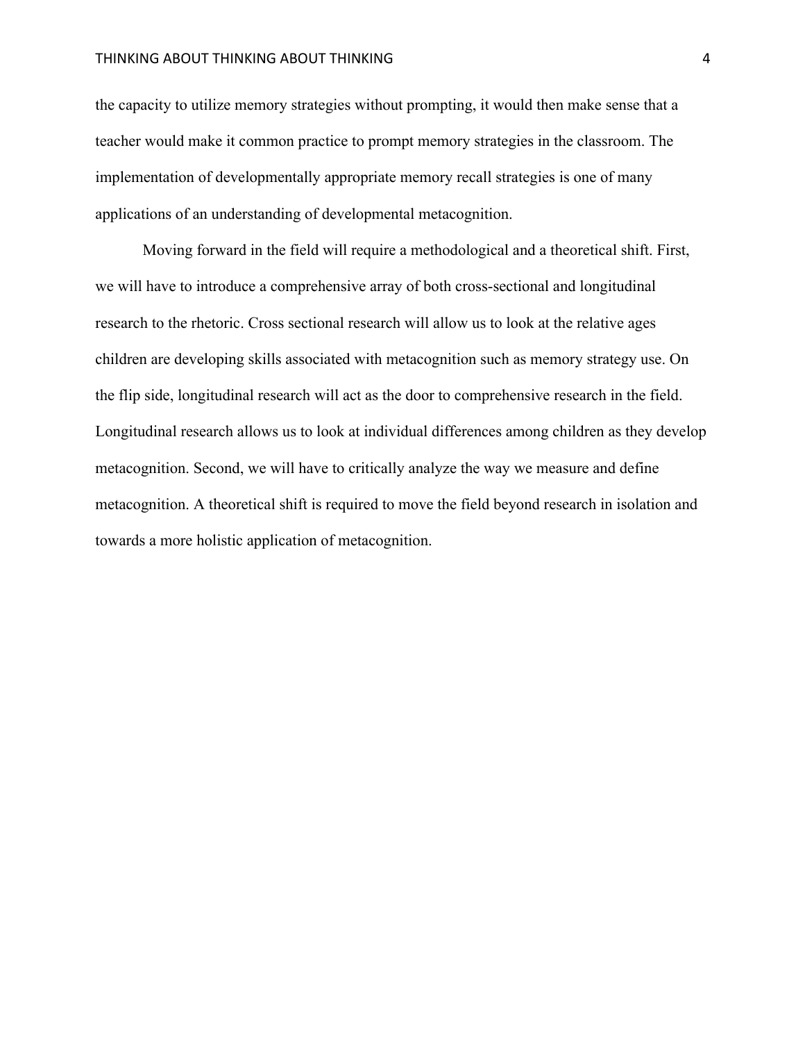the capacity to utilize memory strategies without prompting, it would then make sense that a teacher would make it common practice to prompt memory strategies in the classroom. The implementation of developmentally appropriate memory recall strategies is one of many applications of an understanding of developmental metacognition.

Moving forward in the field will require a methodological and a theoretical shift. First, we will have to introduce a comprehensive array of both cross-sectional and longitudinal research to the rhetoric. Cross sectional research will allow us to look at the relative ages children are developing skills associated with metacognition such as memory strategy use. On the flip side, longitudinal research will act as the door to comprehensive research in the field. Longitudinal research allows us to look at individual differences among children as they develop metacognition. Second, we will have to critically analyze the way we measure and define metacognition. A theoretical shift is required to move the field beyond research in isolation and towards a more holistic application of metacognition.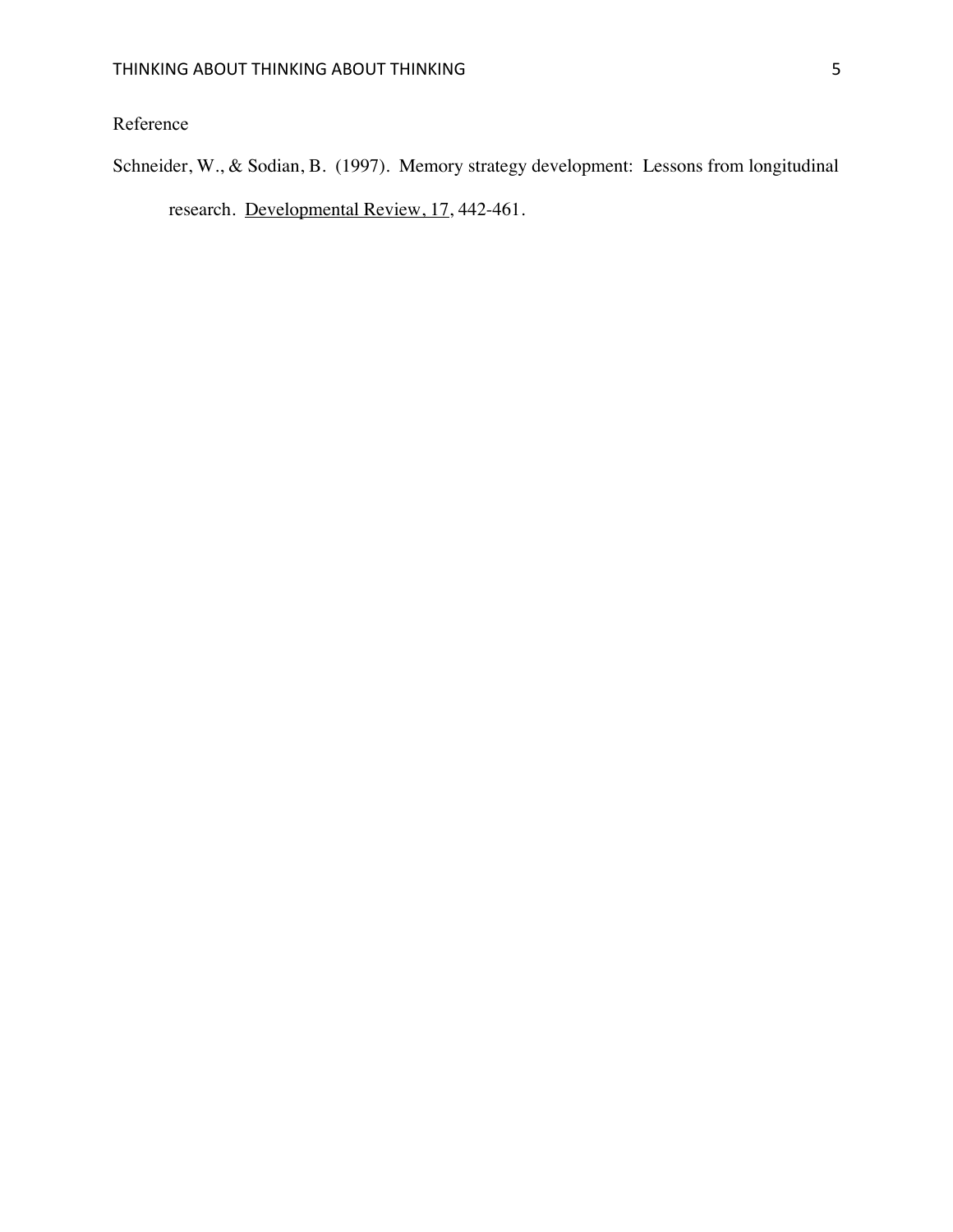Reference

Schneider, W., & Sodian, B. (1997). Memory strategy development: Lessons from longitudinal research. Developmental Review, 17, 442-461.